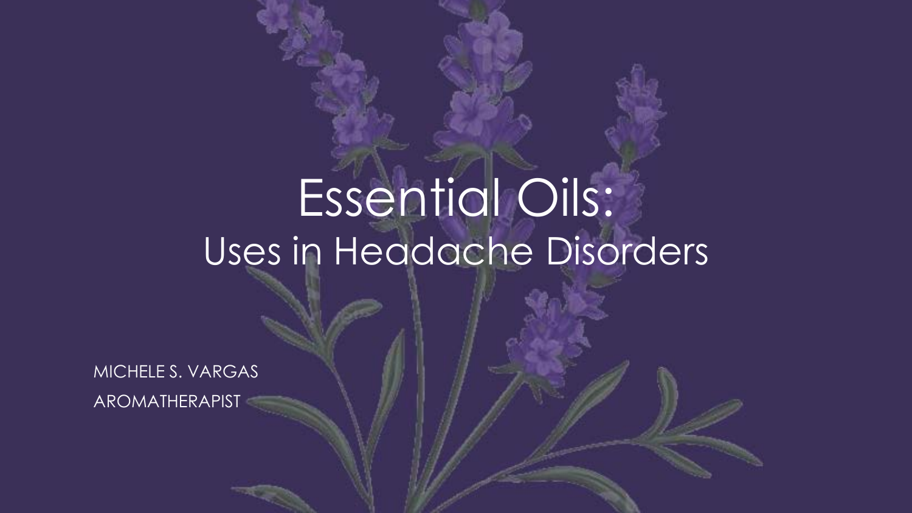# Essential Oils:

## Uses in Headache Disorders

MICHELE S. VARGAS

AROMATHERAPIST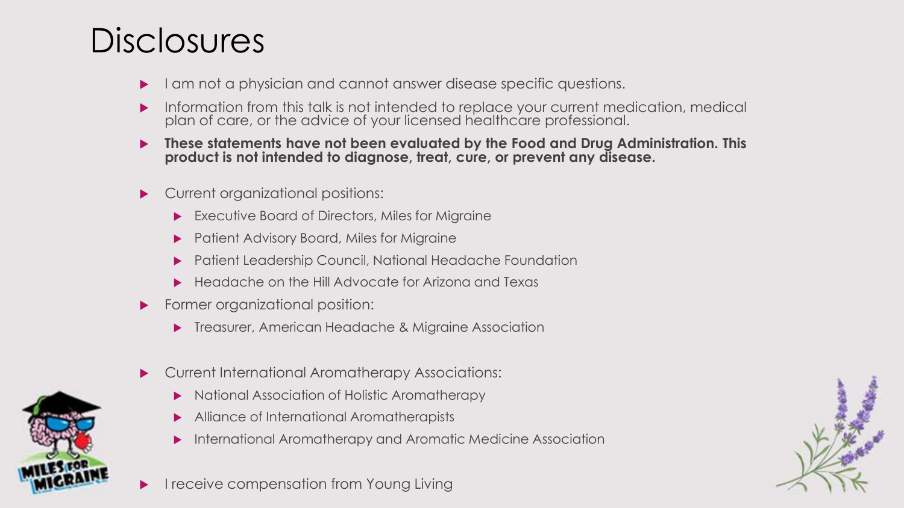# Disclosures

- I am not a physician and cannot answer disease specific questions.
- Information from this talk is not intended to replace your current medication, medical plan of care, or the advice of your licensed healthcare professional.
- **These statements have not been evaluated by the Food and Drug Administration. This product is not intended to diagnose, treat, cure, or prevent any disease.**
- Current organizational positions:
  - Executive Board of Directors, Miles for Migraine
  - Patient Advisory Board, Miles for Migraine
  - Patient Leadership Council, National Headache Foundation
  - Headache on the Hill Advocate for Arizona and Texas
- Former organizational position:
  - Treasurer, American Headache & Migraine Association
- Current International Aromatherapy Associations:
  - National Association of Holistic Aromatherapy
  - Alliance of International Aromatherapists
  - International Aromatherapy and Aromatic Medicine Association
- I receive compensation from Young Living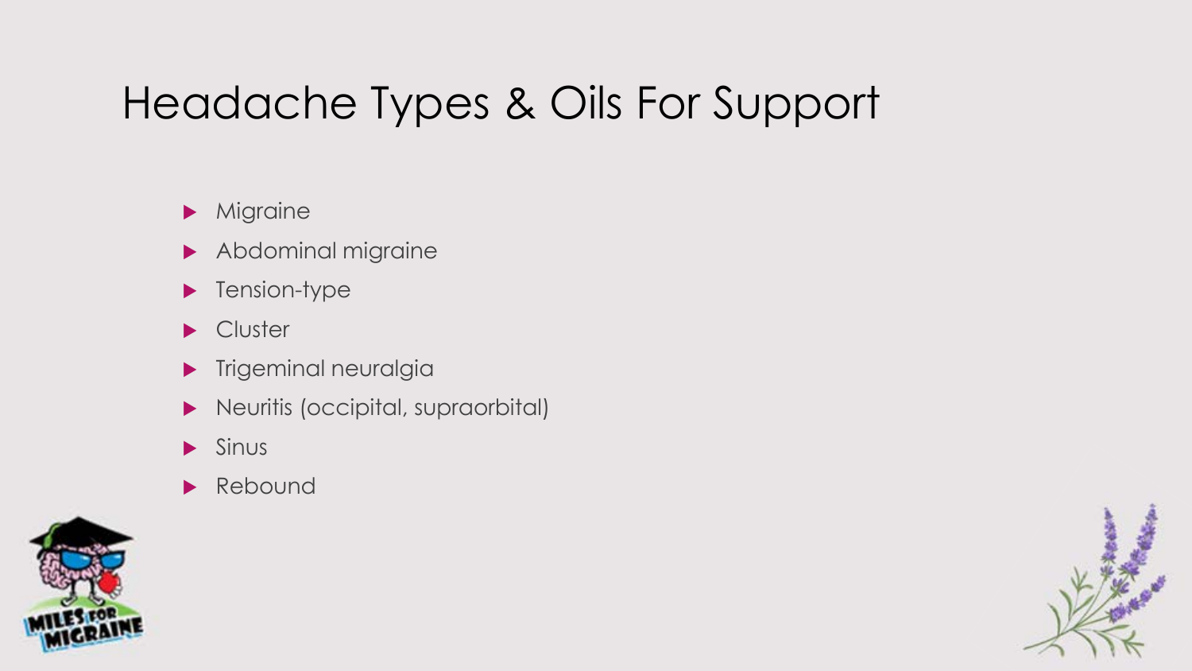# Headache Types & Oils For Support

- Migraine
- Abdominal migraine
- Tension-type
- Cluster
- Trigeminal neuralgia
- Neuritis (occipital, supraorbital)
- Sinus
- Rebound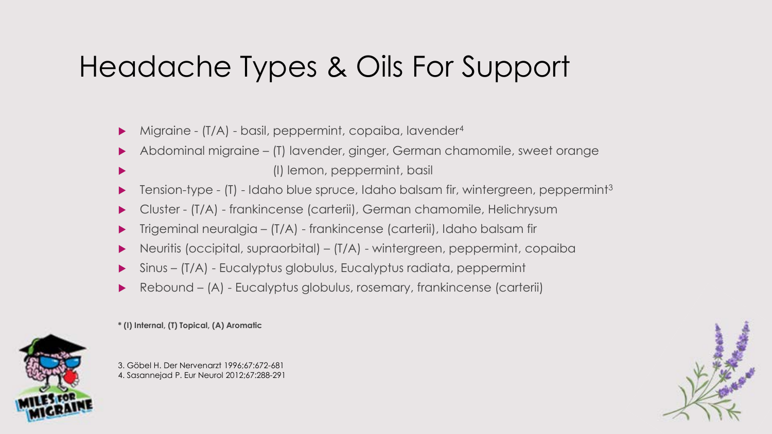# Headache Types & Oils For Support

- Migraine - (T/A) - basil, peppermint, copaiba, lavender[4]
- Abdominal migraine – (T) lavender, ginger, German chamomile, sweet orange
- (I) lemon, peppermint, basil
- Tension-type - (T) - Idaho blue spruce, Idaho balsam fir, wintergreen, peppermint[3]
- Cluster - (T/A) - frankincense (carterii), German chamomile, Helichrysum
- Trigeminal neuralgia – (T/A) - frankincense (carterii), Idaho balsam fir
- Neuritis (occipital, supraorbital) – (T/A) - wintergreen, peppermint, copaiba
- Sinus – (T/A) - Eucalyptus globulus, Eucalyptus radiata, peppermint
- Rebound – (A) - Eucalyptus globulus, rosemary, frankincense (carterii)

**\* (I) Internal, (T) Topical, (A) Aromatic**

3. Göbel H. Der Nervenarzt 1996;67:672-681
4. Sasannejad P. Eur Neurol 2012;67:288-291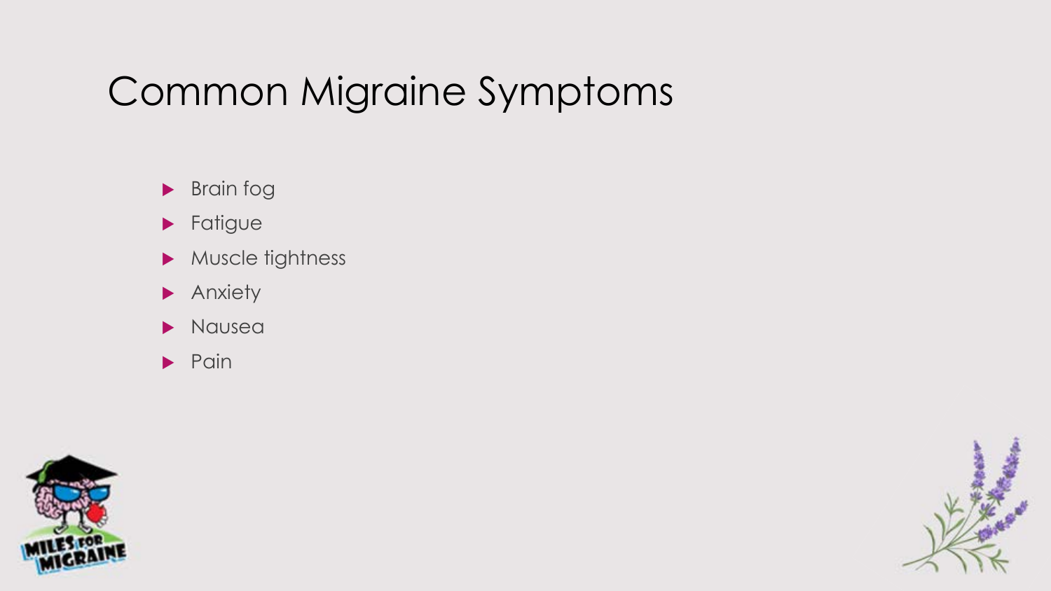# Common Migraine Symptoms

- Brain fog
- Fatigue
- Muscle tightness
- Anxiety
- Nausea
- Pain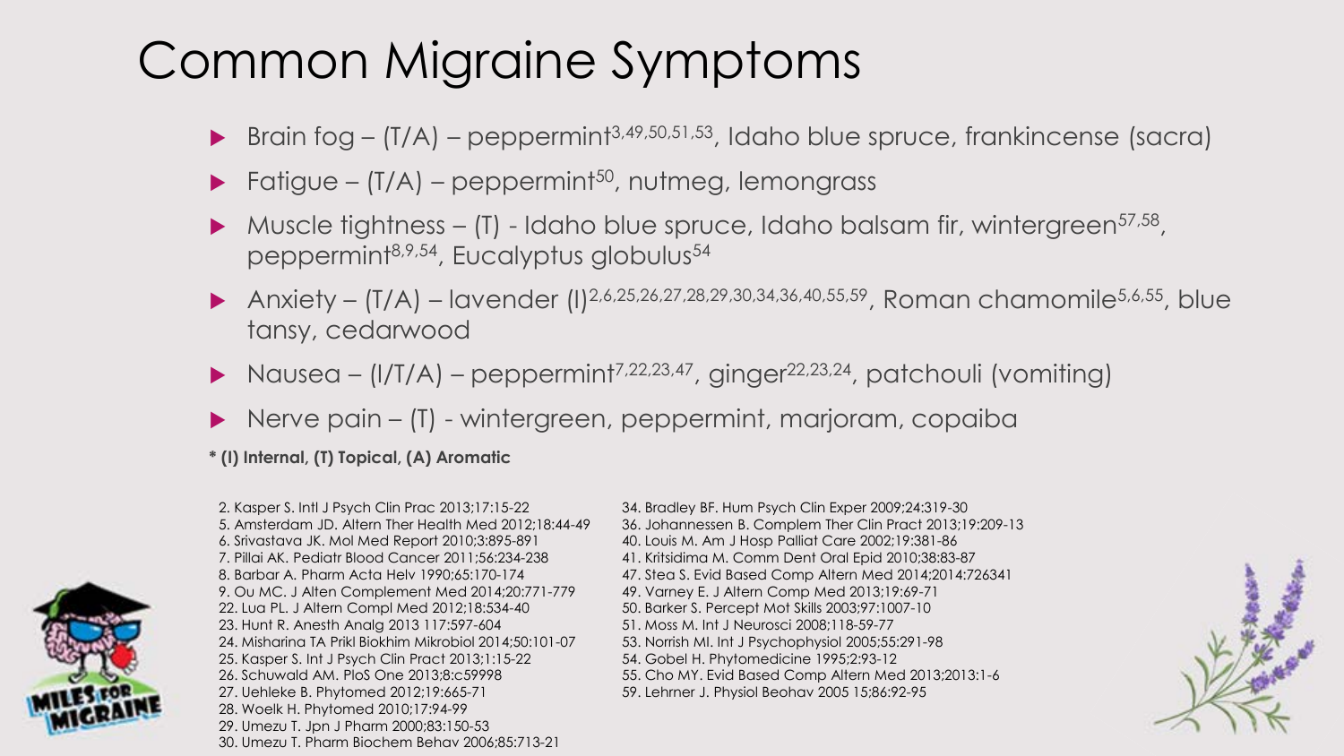# Common Migraine Symptoms

- Brain fog – (T/A) – peppermint[3,49,50,51,53], Idaho blue spruce, frankincense (sacra)
- Fatigue – (T/A) – peppermint[50], nutmeg, lemongrass
- Muscle tightness – (T) - Idaho blue spruce, Idaho balsam fir, wintergreen[57,58], peppermint[8,9,54], Eucalyptus globulus[54]
- Anxiety – (T/A) – lavender (I)[2,6,25,26,27,28,29,30,34,36,40,55,59], Roman chamomile[5,6,55], blue tansy, cedarwood
- Nausea – (I/T/A) – peppermint[7,22,23,47], ginger[22,23,24], patchouli (vomiting)
- Nerve pain – (T) - wintergreen, peppermint, marjoram, copaiba

**\* (I) Internal, (T) Topical, (A) Aromatic**

2. Kasper S. Intl J Psych Clin Prac 2013;17:15-22
5. Amsterdam JD. Altern Ther Health Med 2012;18:44-49
6. Srivastava JK. Mol Med Report 2010;3:895-891
7. Pillai AK. Pediatr Blood Cancer 2011;56:234-238
8. Barbar A. Pharm Acta Helv 1990;65:170-174
9. Ou MC. J Alten Complement Med 2014;20:771-779
22. Lua PL. J Altern Compl Med 2012;18:534-40
23. Hunt R. Anesth Analg 2013 117:597-604
24. Misharina TA Prikl Biokhim Mikrobiol 2014;50:101-07
25. Kasper S. Int J Psych Clin Pract 2013;1:15-22
26. Schuwald AM. PloS One 2013;8:c59998
27. Uehleke B. Phytomed 2012;19:665-71
28. Woelk H. Phytomed 2010;17:94-99
29. Umezu T. Jpn J Pharm 2000;83:150-53
30. Umezu T. Pharm Biochem Behav 2006;85:713-21
34. Bradley BF. Hum Psych Clin Exper 2009;24:319-30
36. Johannessen B. Complem Ther Clin Pract 2013;19:209-13
40. Louis M. Am J Hosp Palliat Care 2002;19:381-86
41. Kritsidima M. Comm Dent Oral Epid 2010;38:83-87
47. Stea S. Evid Based Comp Altern Med 2014;2014:726341
49. Varney E. J Altern Comp Med 2013;19:69-71
50. Barker S. Percept Mot Skills 2003;97:1007-10
51. Moss M. Int J Neurosci 2008;118-59-77
53. Norrish MI. Int J Psychophysiol 2005;55:291-98
54. Gobel H. Phytomedicine 1995;2:93-12
55. Cho MY. Evid Based Comp Altern Med 2013;2013:1-6
59. Lehrner J. Physiol Beohav 2005 15;86:92-95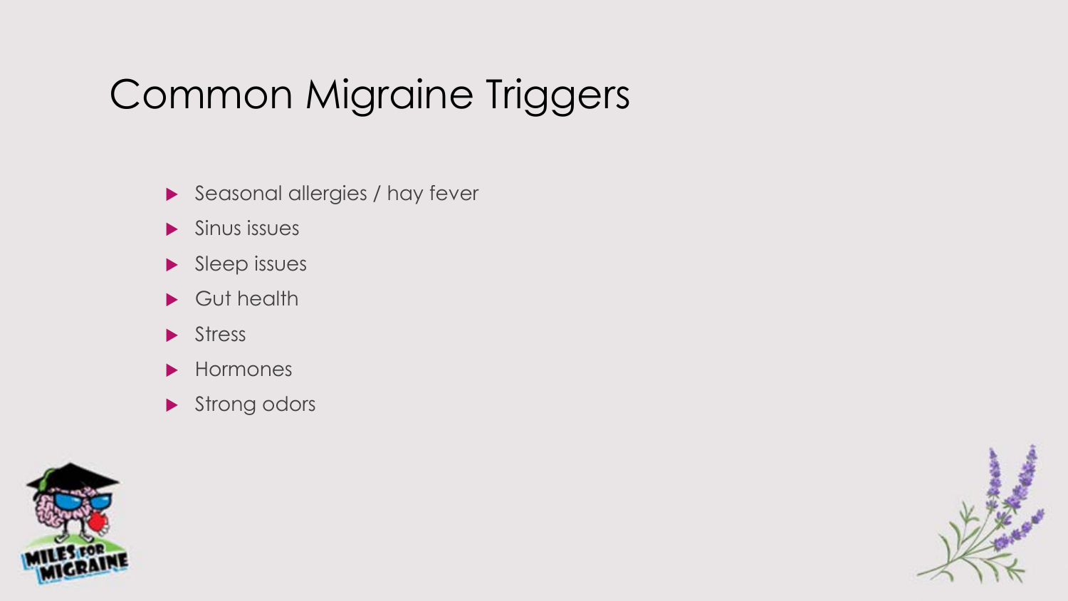# Common Migraine Triggers

- Seasonal allergies / hay fever
- Sinus issues
- Sleep issues
- Gut health
- Stress
- Hormones
- Strong odors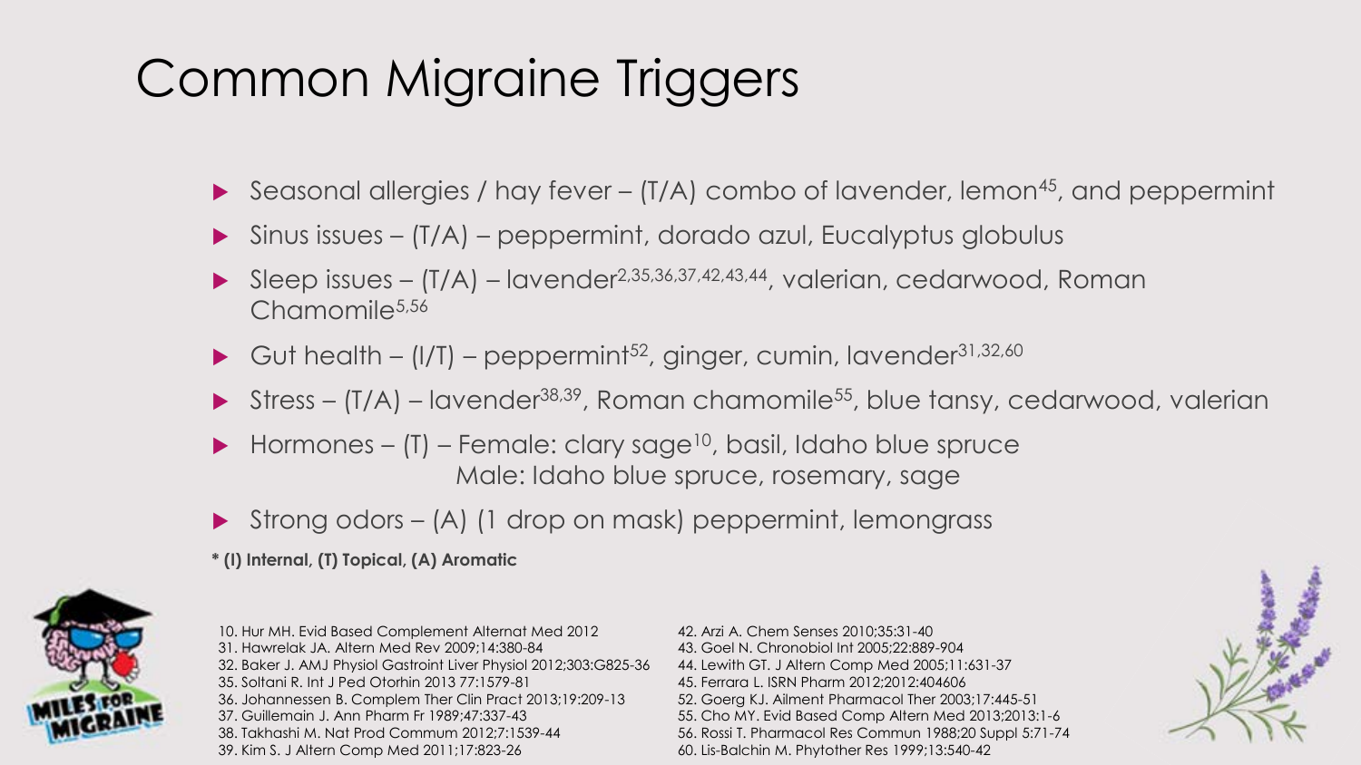# Common Migraine Triggers

- Seasonal allergies / hay fever – (T/A) combo of lavender, lemon[45], and peppermint
- Sinus issues – (T/A) – peppermint, dorado azul, Eucalyptus globulus
- Sleep issues – (T/A) – lavender[2,35,36,37,42,43,44], valerian, cedarwood, Roman Chamomile[5,56]
- Gut health – (I/T) – peppermint[52], ginger, cumin, lavender[31,32,60]
- Stress – (T/A) – lavender[38,39], Roman chamomile[55], blue tansy, cedarwood, valerian
- Hormones – (T) – Female: clary sage[10], basil, Idaho blue spruce
  Male: Idaho blue spruce, rosemary, sage
- Strong odors – (A) (1 drop on mask) peppermint, lemongrass

**\* (I) Internal, (T) Topical, (A) Aromatic**

10. Hur MH. Evid Based Complement Alternat Med 2012
31. Hawrelak JA. Altern Med Rev 2009;14:380-84
32. Baker J. AMJ Physiol Gastroint Liver Physiol 2012;303:G825-36
35. Soltani R. Int J Ped Otorhin 2013 77:1579-81
36. Johannessen B. Complem Ther Clin Pract 2013;19:209-13
37. Guillemain J. Ann Pharm Fr 1989;47:337-43
38. Takhashi M. Nat Prod Commum 2012;7:1539-44
39. Kim S. J Altern Comp Med 2011;17:823-26
42. Arzi A. Chem Senses 2010;35:31-40
43. Goel N. Chronobiol Int 2005;22:889-904
44. Lewith GT. J Altern Comp Med 2005;11:631-37
45. Ferrara L. ISRN Pharm 2012;2012:404606
52. Goerg KJ. Ailment Pharmacol Ther 2003;17:445-51
55. Cho MY. Evid Based Comp Altern Med 2013;2013:1-6
56. Rossi T. Pharmacol Res Commun 1988;20 Suppl 5:71-74
60. Lis-Balchin M. Phytother Res 1999;13:540-42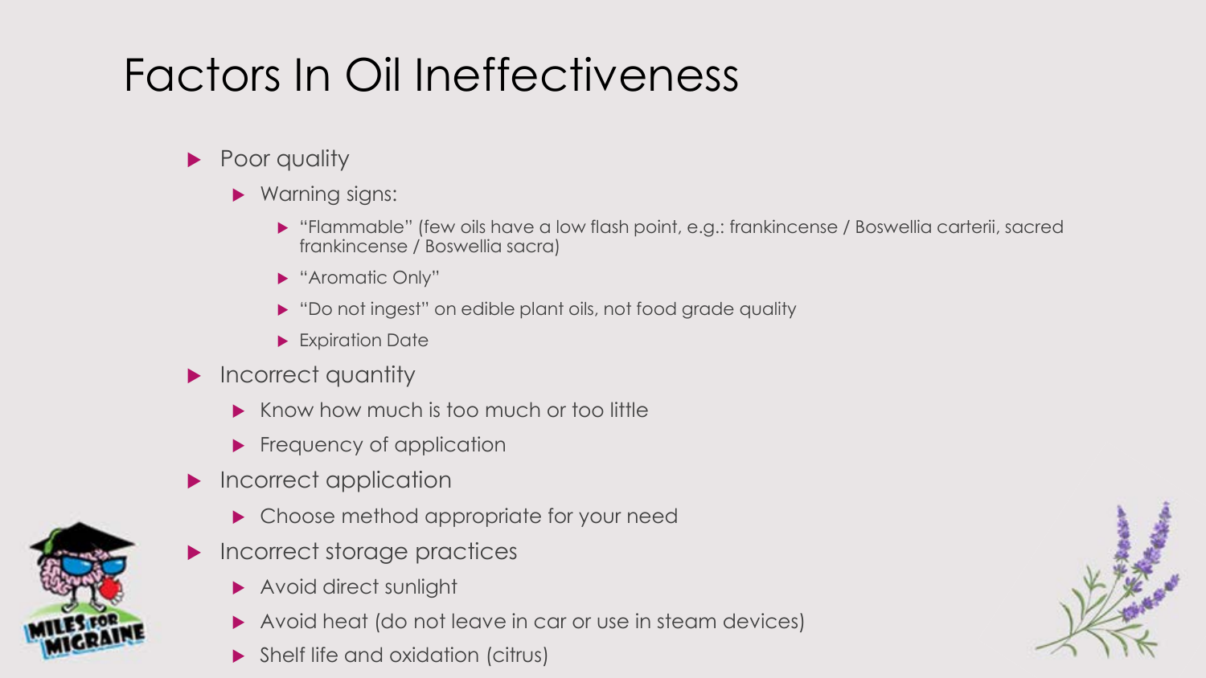# Factors In Oil Ineffectiveness

- Poor quality
  - Warning signs:
    - "Flammable" (few oils have a low flash point, e.g.: frankincense / Boswellia carterii, sacred frankincense / Boswellia sacra)
    - "Aromatic Only"
    - "Do not ingest" on edible plant oils, not food grade quality
    - Expiration Date
- Incorrect quantity
  - Know how much is too much or too little
  - Frequency of application
- Incorrect application
  - Choose method appropriate for your need
- Incorrect storage practices
  - Avoid direct sunlight
  - Avoid heat (do not leave in car or use in steam devices)
  - Shelf life and oxidation (citrus)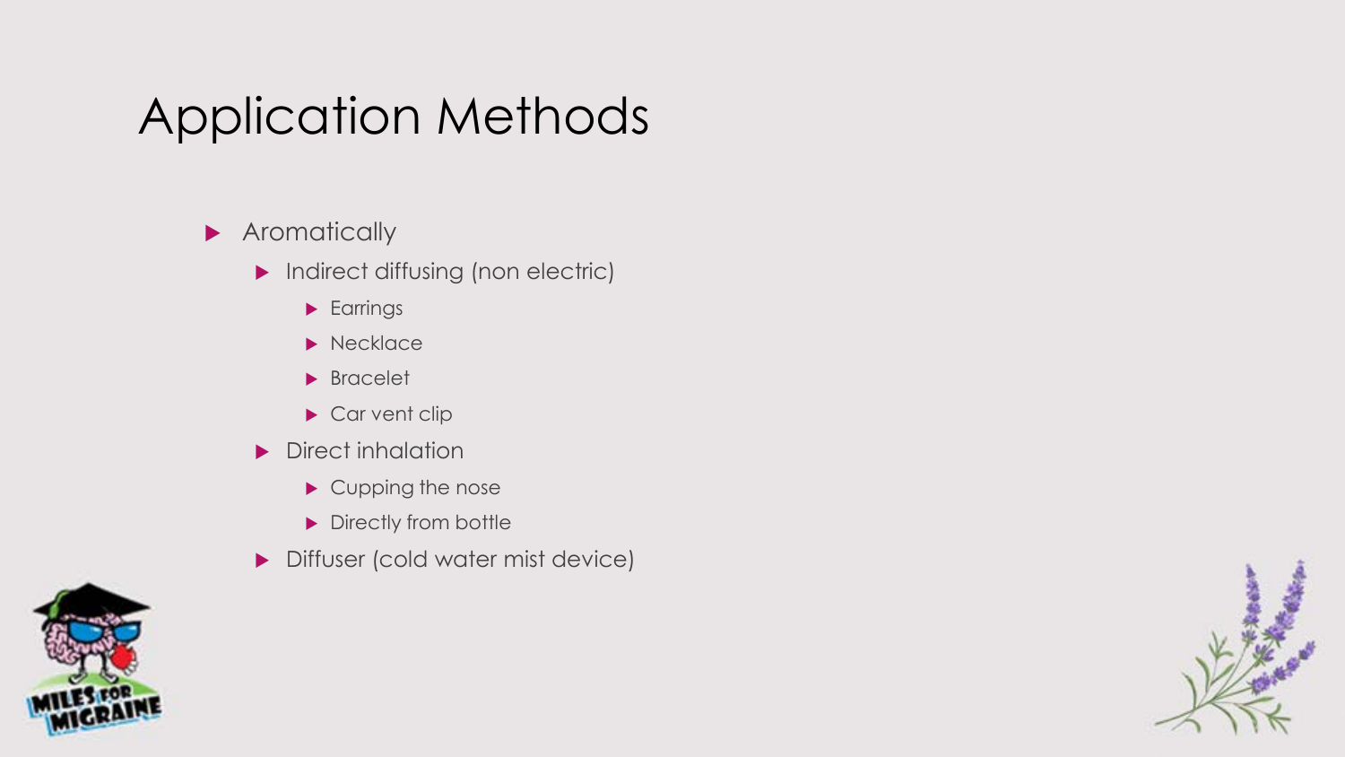# Application Methods

- Aromatically
  - Indirect diffusing (non electric)
    - Earrings
    - Necklace
    - Bracelet
    - Car vent clip
  - Direct inhalation
    - Cupping the nose
    - Directly from bottle
  - Diffuser (cold water mist device)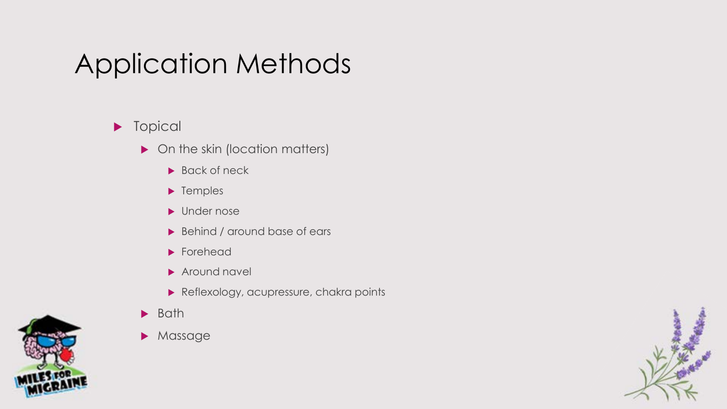# Application Methods

- Topical
  - On the skin (location matters)
    - Back of neck
    - Temples
    - Under nose
    - Behind / around base of ears
    - Forehead
    - Around navel
    - Reflexology, acupressure, chakra points
  - Bath
  - Massage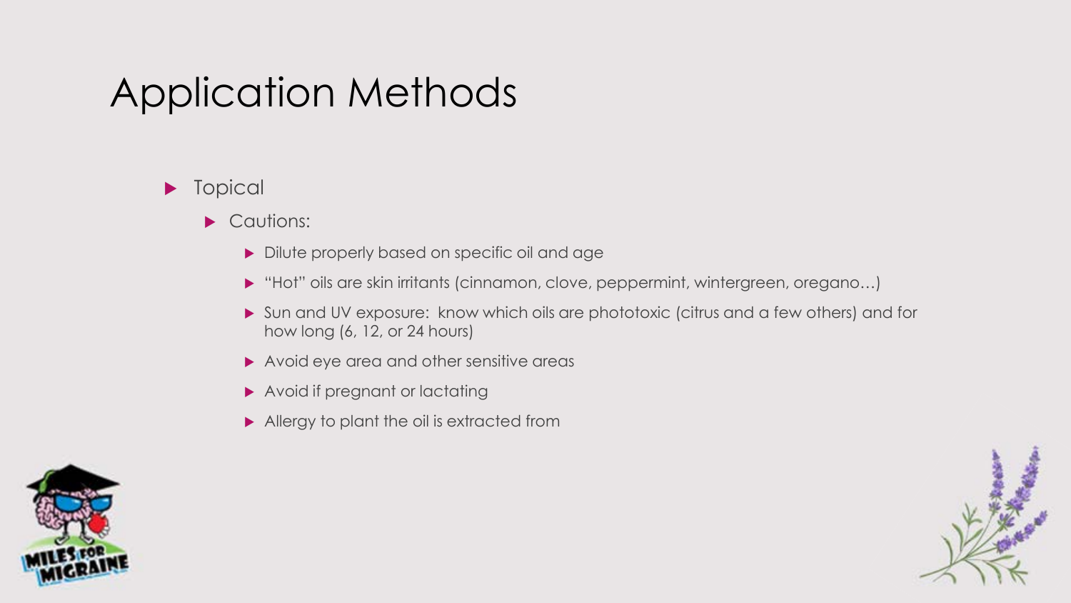# Application Methods

- Topical
  - Cautions:
    - Dilute properly based on specific oil and age
    - "Hot" oils are skin irritants (cinnamon, clove, peppermint, wintergreen, oregano…)
    - Sun and UV exposure: know which oils are phototoxic (citrus and a few others) and for how long (6, 12, or 24 hours)
    - Avoid eye area and other sensitive areas
    - Avoid if pregnant or lactating
    - Allergy to plant the oil is extracted from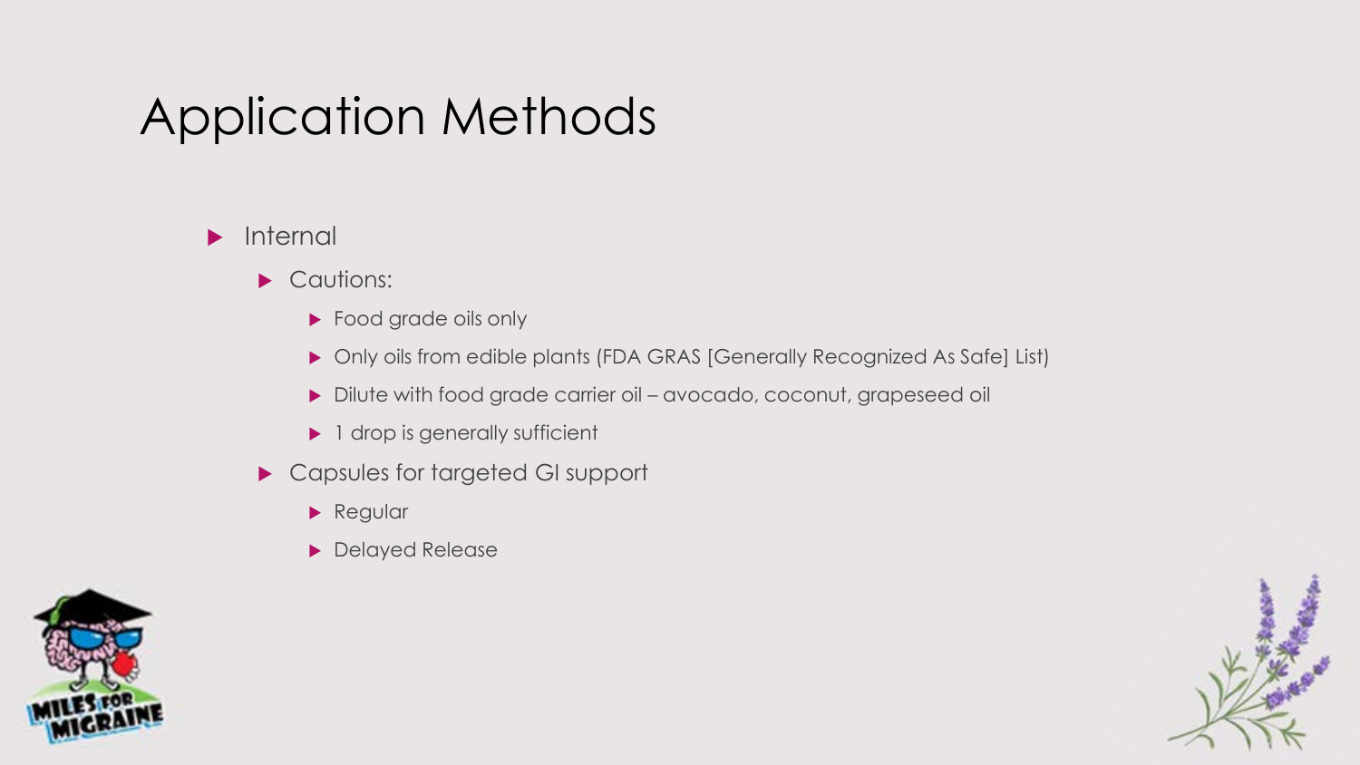# Application Methods

- Internal
  - Cautions:
    - Food grade oils only
    - Only oils from edible plants (FDA GRAS [Generally Recognized As Safe] List)
    - Dilute with food grade carrier oil – avocado, coconut, grapeseed oil
    - 1 drop is generally sufficient
  - Capsules for targeted GI support
    - Regular
    - Delayed Release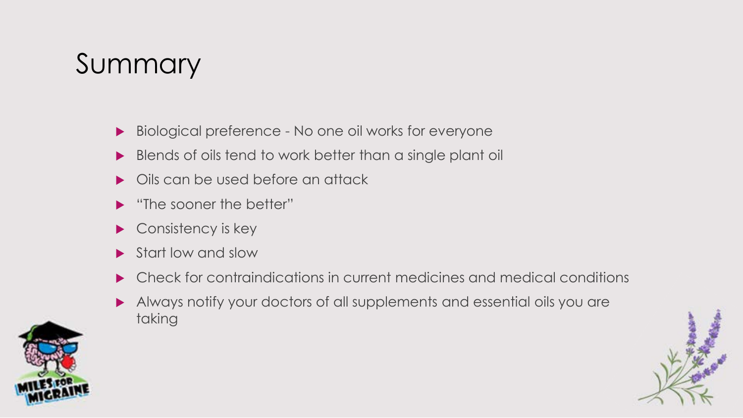# Summary

- Biological preference - No one oil works for everyone
- Blends of oils tend to work better than a single plant oil
- Oils can be used before an attack
- "The sooner the better"
- Consistency is key
- Start low and slow
- Check for contraindications in current medicines and medical conditions
- Always notify your doctors of all supplements and essential oils you are taking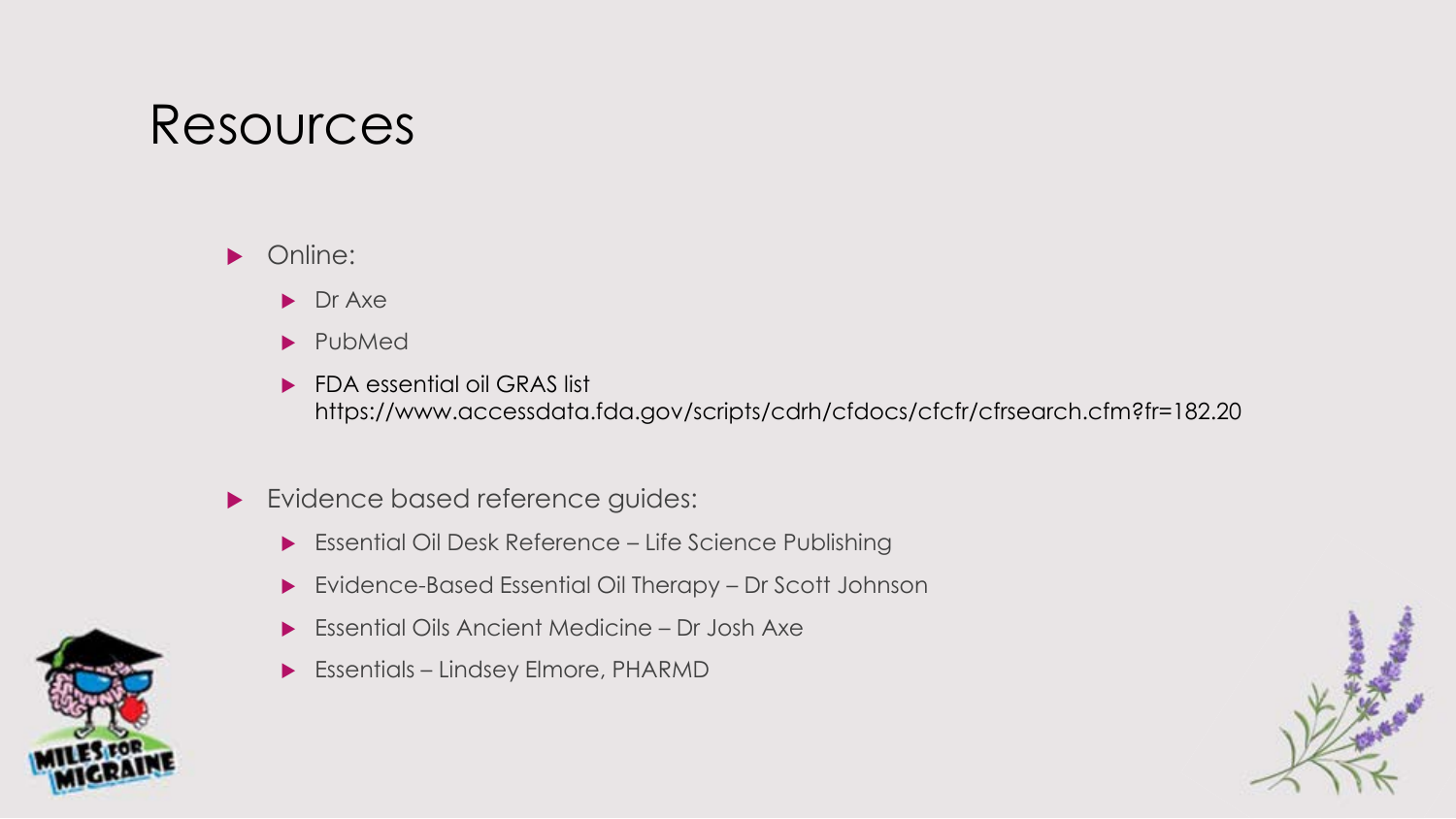# Resources

- Online:
  - Dr Axe
  - PubMed
  - FDA essential oil GRAS list https://www.accessdata.fda.gov/scripts/cdrh/cfdocs/cfcfr/cfrsearch.cfm?fr=182.20
- Evidence based reference guides:
  - Essential Oil Desk Reference – Life Science Publishing
  - Evidence-Based Essential Oil Therapy – Dr Scott Johnson
  - Essential Oils Ancient Medicine – Dr Josh Axe
  - Essentials – Lindsey Elmore, PHARMD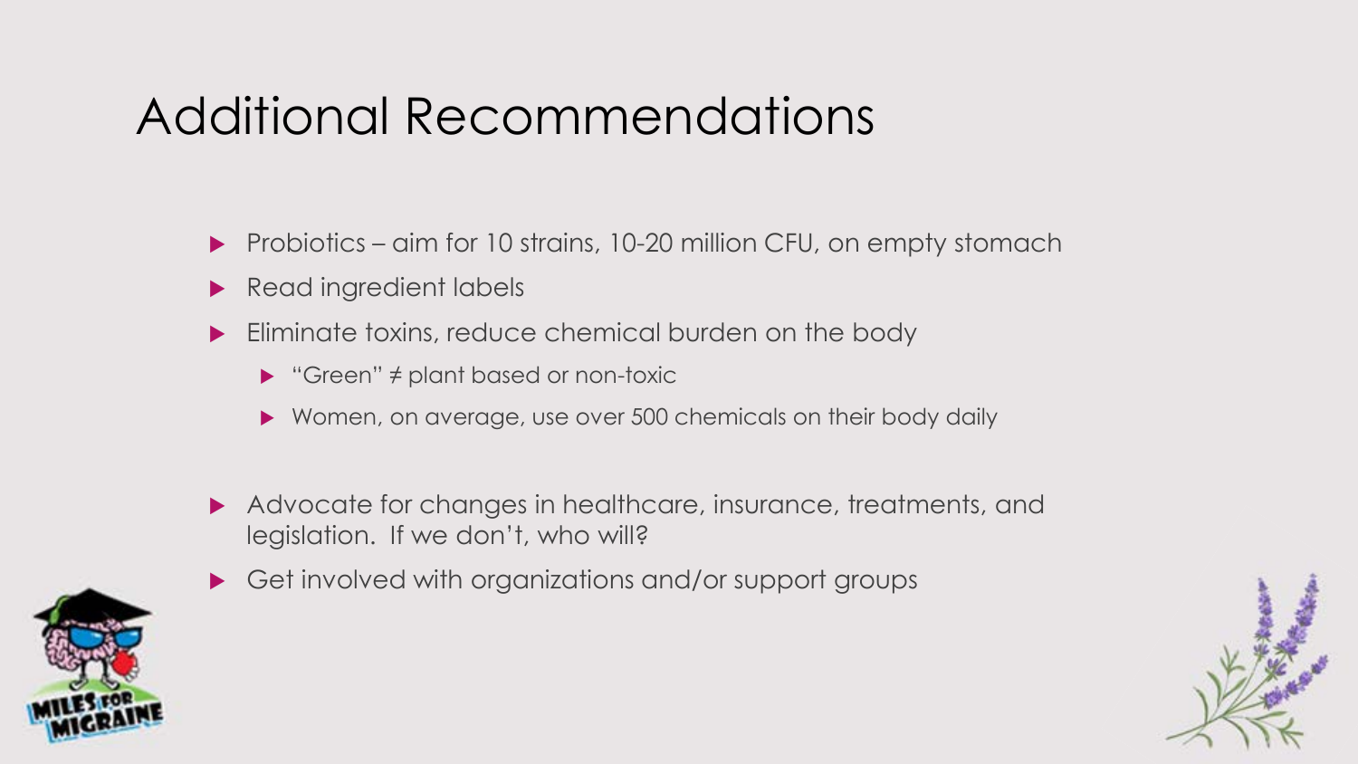# Additional Recommendations

- Probiotics – aim for 10 strains, 10-20 million CFU, on empty stomach
- Read ingredient labels
- Eliminate toxins, reduce chemical burden on the body
  - "Green" ≠ plant based or non-toxic
  - Women, on average, use over 500 chemicals on their body daily
- Advocate for changes in healthcare, insurance, treatments, and legislation. If we don't, who will?
- Get involved with organizations and/or support groups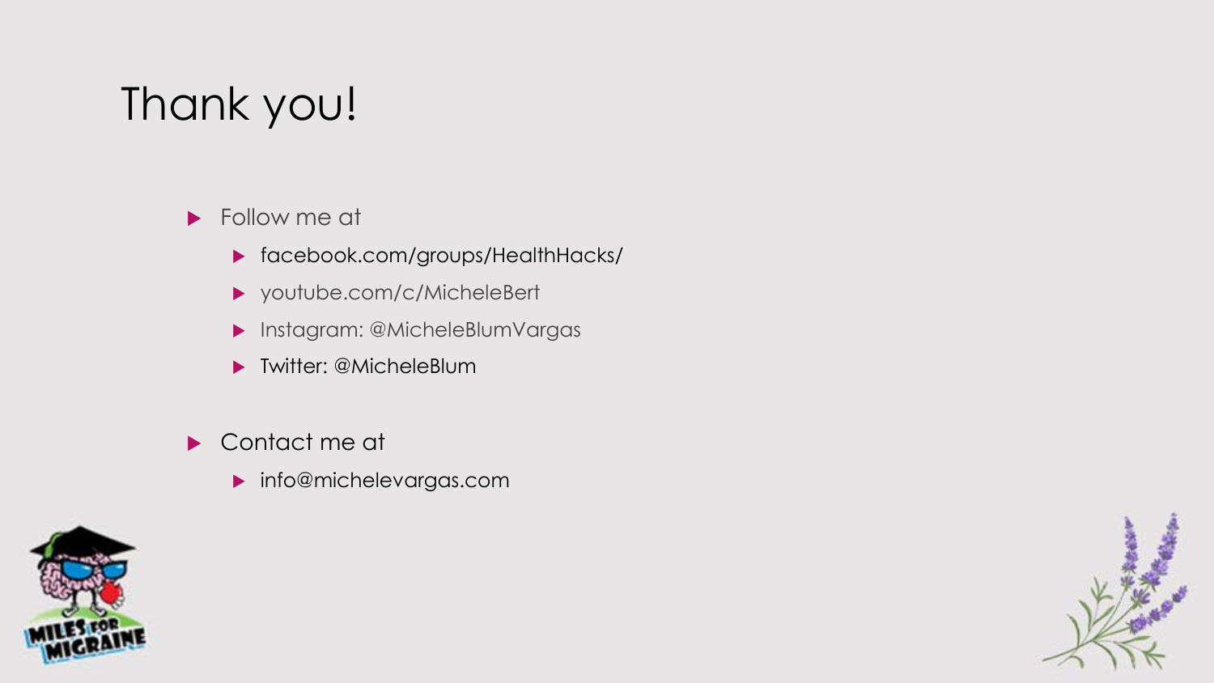# Thank you!

- Follow me at
  - facebook.com/groups/HealthHacks/
  - youtube.com/c/MicheleBert
  - Instagram: @MicheleBlumVargas
  - Twitter: @MicheleBlum
- Contact me at
  - info@michelevargas.com